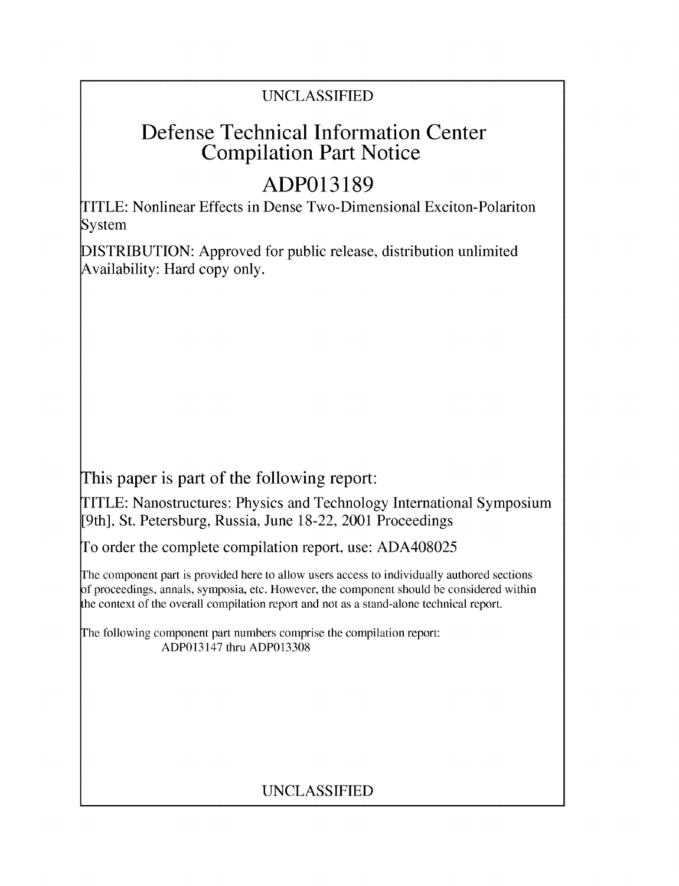UNCLASSIFIED

# Defense Technical Information Center Compilation Part Notice

## ADP013189

TITLE: Nonlinear Effects in Dense Two-Dimensional Exciton-Polariton System

DISTRIBUTION: Approved for public release, distribution unlimited
Availability: Hard copy only.

This paper is part of the following report:

TITLE: Nanostructures: Physics and Technology International Symposium [9th], St. Petersburg, Russia, June 18-22, 2001 Proceedings

To order the complete compilation report, use: ADA408025

The component part is provided here to allow users access to individually authored sections of proceedings, annals, symposia, etc. However, the component should be considered within the context of the overall compilation report and not as a stand-alone technical report.

The following component part numbers comprise the compilation report:
ADP013147 thru ADP013308

UNCLASSIFIED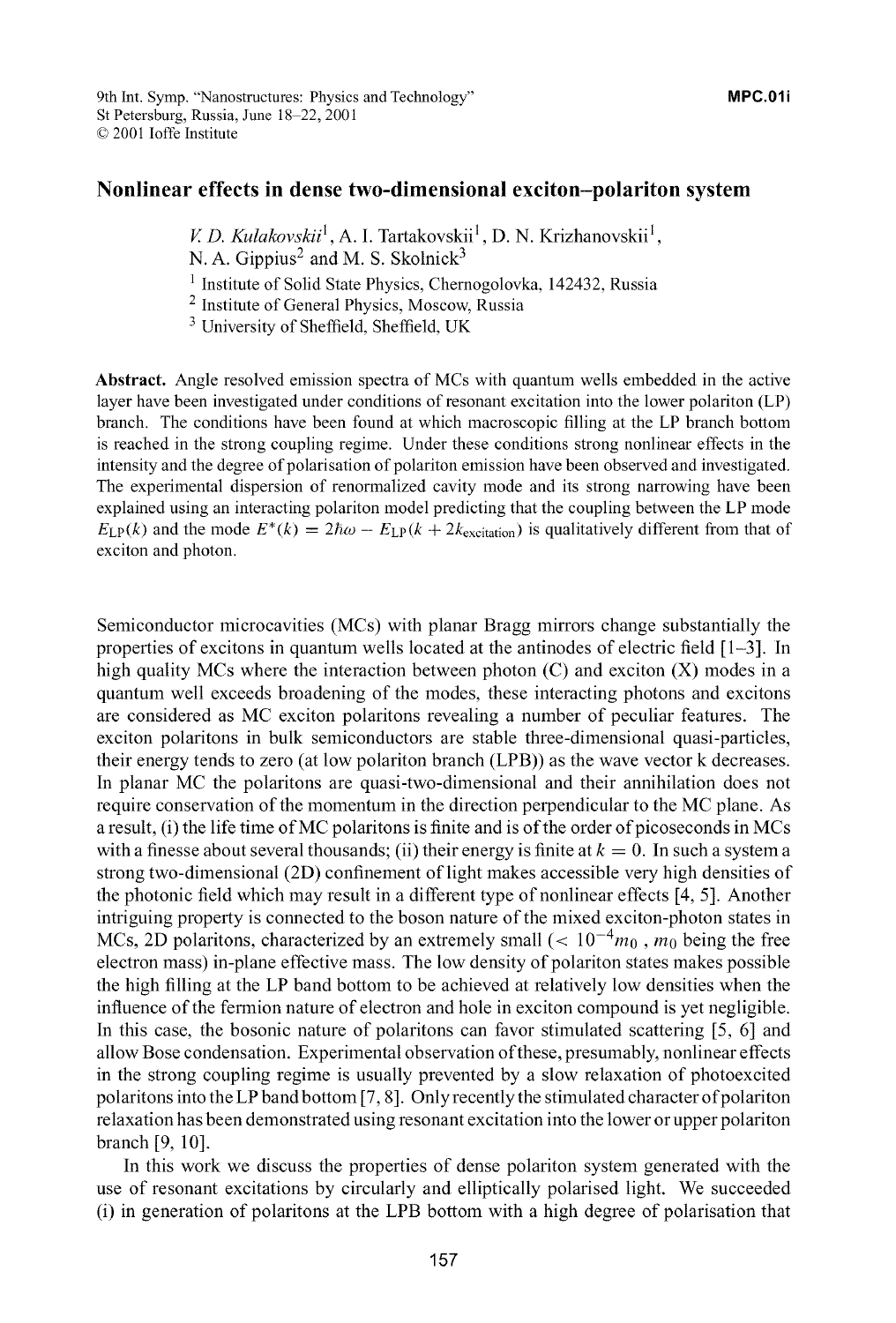# Nonlinear effects in dense two-dimensional exciton–polariton system

*V. D. Kulakovskii*[1], A. I. Tartakovskii[1], D. N. Krizhanovskii[1], N. A. Gippius[2] and M. S. Skolnick[3]

[1] Institute of Solid State Physics, Chernogolovka, 142432, Russia
[2] Institute of General Physics, Moscow, Russia
[3] University of Sheffield, Sheffield, UK

**Abstract.** Angle resolved emission spectra of MCs with quantum wells embedded in the active layer have been investigated under conditions of resonant excitation into the lower polariton (LP) branch. The conditions have been found at which macroscopic filling at the LP branch bottom is reached in the strong coupling regime. Under these conditions strong nonlinear effects in the intensity and the degree of polarisation of polariton emission have been observed and investigated. The experimental dispersion of renormalized cavity mode and its strong narrowing have been explained using an interacting polariton model predicting that the coupling between the LP mode $E_{LP}(k)$ and the mode $E^*(k) = 2\hbar\omega - E_{LP}(k + 2k_{excitation})$ is qualitatively different from that of exciton and photon.

Semiconductor microcavities (MCs) with planar Bragg mirrors change substantially the properties of excitons in quantum wells located at the antinodes of electric field [1–3]. In high quality MCs where the interaction between photon (C) and exciton (X) modes in a quantum well exceeds broadening of the modes, these interacting photons and excitons are considered as MC exciton polaritons revealing a number of peculiar features. The exciton polaritons in bulk semiconductors are stable three-dimensional quasi-particles, their energy tends to zero (at low polariton branch (LPB)) as the wave vector k decreases. In planar MC the polaritons are quasi-two-dimensional and their annihilation does not require conservation of the momentum in the direction perpendicular to the MC plane. As a result, (i) the life time of MC polaritons is finite and is of the order of picoseconds in MCs with a finesse about several thousands; (ii) their energy is finite at $k = 0$. In such a system a strong two-dimensional (2D) confinement of light makes accessible very high densities of the photonic field which may result in a different type of nonlinear effects [4, 5]. Another intriguing property is connected to the boson nature of the mixed exciton-photon states in MCs, 2D polaritons, characterized by an extremely small ($< 10^{-4}m_0$ , $m_0$ being the free electron mass) in-plane effective mass. The low density of polariton states makes possible the high filling at the LP band bottom to be achieved at relatively low densities when the influence of the fermion nature of electron and hole in exciton compound is yet negligible. In this case, the bosonic nature of polaritons can favor stimulated scattering [5, 6] and allow Bose condensation. Experimental observation of these, presumably, nonlinear effects in the strong coupling regime is usually prevented by a slow relaxation of photoexcited polaritons into the LP band bottom [7, 8]. Only recently the stimulated character of polariton relaxation has been demonstrated using resonant excitation into the lower or upper polariton branch [9, 10].

In this work we discuss the properties of dense polariton system generated with the use of resonant excitations by circularly and elliptically polarised light. We succeeded (i) in generation of polaritons at the LPB bottom with a high degree of polarisation that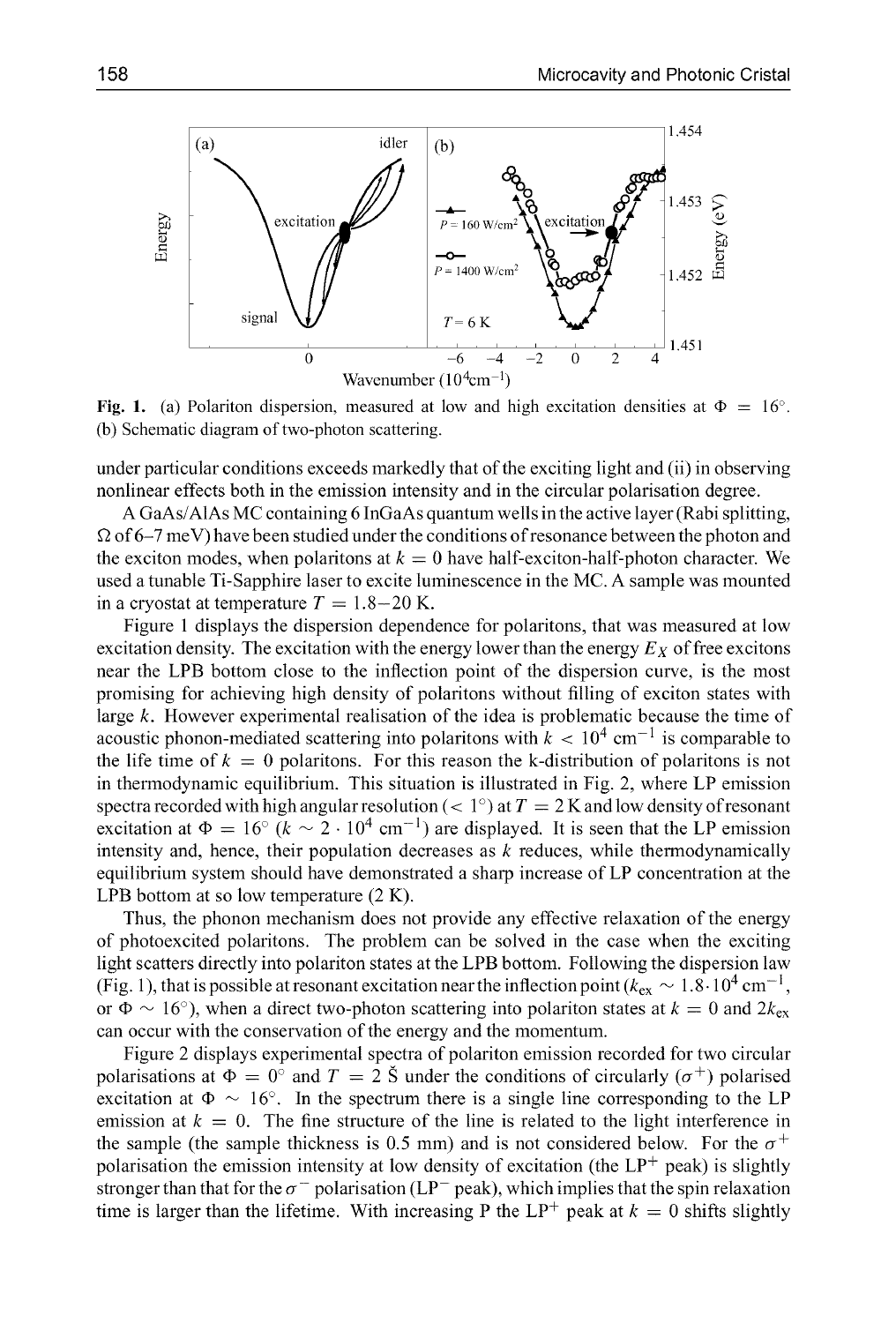**Fig. 1.** (a) Polariton dispersion, measured at low and high excitation densities at $\Phi = 16°$. (b) Schematic diagram of two-photon scattering.

under particular conditions exceeds markedly that of the exciting light and (ii) in observing nonlinear effects both in the emission intensity and in the circular polarisation degree.

A GaAs/AlAs MC containing 6 InGaAs quantum wells in the active layer (Rabi splitting, $\Omega$ of 6–7 meV) have been studied under the conditions of resonance between the photon and the exciton modes, when polaritons at $k = 0$ have half-exciton-half-photon character. We used a tunable Ti-Sapphire laser to excite luminescence in the MC. A sample was mounted in a cryostat at temperature $T = 1.8–20$ K.

Figure 1 displays the dispersion dependence for polaritons, that was measured at low excitation density. The excitation with the energy lower than the energy $E_X$ of free excitons near the LPB bottom close to the inflection point of the dispersion curve, is the most promising for achieving high density of polaritons without filling of exciton states with large $k$. However experimental realisation of the idea is problematic because the time of acoustic phonon-mediated scattering into polaritons with $k < 10^4$ cm$^{-1}$ is comparable to the life time of $k = 0$ polaritons. For this reason the k-distribution of polaritons is not in thermodynamic equilibrium. This situation is illustrated in Fig. 2, where LP emission spectra recorded with high angular resolution ($< 1°$) at $T = 2$ K and low density of resonant excitation at $\Phi = 16°$ ($k \sim 2 \cdot 10^4$ cm$^{-1}$) are displayed. It is seen that the LP emission intensity and, hence, their population decreases as $k$ reduces, while thermodynamically equilibrium system should have demonstrated a sharp increase of LP concentration at the LPB bottom at so low temperature (2 K).

Thus, the phonon mechanism does not provide any effective relaxation of the energy of photoexcited polaritons. The problem can be solved in the case when the exciting light scatters directly into polariton states at the LPB bottom. Following the dispersion law (Fig. 1), that is possible at resonant excitation near the inflection point ($k_{ex} \sim 1.8 \cdot 10^4$ cm$^{-1}$, or $\Phi \sim 16°$), when a direct two-photon scattering into polariton states at $k = 0$ and $2k_{ex}$ can occur with the conservation of the energy and the momentum.

Figure 2 displays experimental spectra of polariton emission recorded for two circular polarisations at $\Phi = 0°$ and $T = 2$ Š under the conditions of circularly ($\sigma^+$) polarised excitation at $\Phi \sim 16°$. In the spectrum there is a single line corresponding to the LP emission at $k = 0$. The fine structure of the line is related to the light interference in the sample (the sample thickness is 0.5 mm) and is not considered below. For the $\sigma^+$ polarisation the emission intensity at low density of excitation (the LP$^+$ peak) is slightly stronger than that for the $\sigma^-$ polarisation (LP$^-$ peak), which implies that the spin relaxation time is larger than the lifetime. With increasing P the LP$^+$ peak at $k = 0$ shifts slightly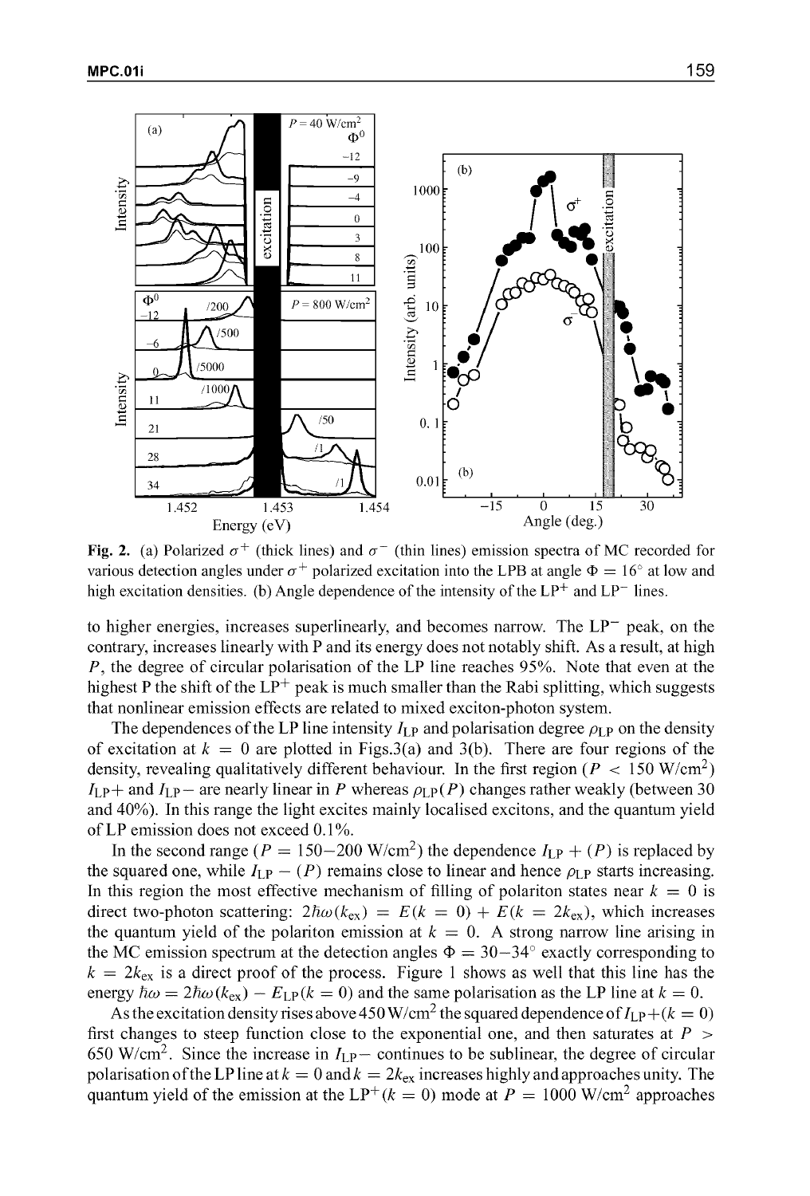**Fig. 2.** (a) Polarized $\sigma^+$ (thick lines) and $\sigma^-$ (thin lines) emission spectra of MC recorded for various detection angles under $\sigma^+$ polarized excitation into the LPB at angle $\Phi = 16^\circ$ at low and high excitation densities. (b) Angle dependence of the intensity of the $LP^+$ and $LP^-$ lines.

to higher energies, increases superlinearly, and becomes narrow. The $LP^-$ peak, on the contrary, increases linearly with P and its energy does not notably shift. As a result, at high $P$, the degree of circular polarisation of the LP line reaches 95%. Note that even at the highest P the shift of the $LP^+$ peak is much smaller than the Rabi splitting, which suggests that nonlinear emission effects are related to mixed exciton-photon system.

The dependences of the LP line intensity $I_{LP}$ and polarisation degree $\rho_{LP}$ on the density of excitation at $k = 0$ are plotted in Figs.3(a) and 3(b). There are four regions of the density, revealing qualitatively different behaviour. In the first region ($P < 150$ W/cm$^2$) $I_{LP}+$ and $I_{LP}-$ are nearly linear in P whereas $\rho_{LP}(P)$ changes rather weakly (between 30 and 40%). In this range the light excites mainly localised excitons, and the quantum yield of LP emission does not exceed 0.1%.

In the second range ($P = 150$–$200$ W/cm$^2$) the dependence $I_{LP} + (P)$ is replaced by the squared one, while $I_{LP} - (P)$ remains close to linear and hence $\rho_{LP}$ starts increasing. In this region the most effective mechanism of filling of polariton states near $k = 0$ is direct two-photon scattering: $2\hbar\omega(k_{ex}) = E(k = 0) + E(k = 2k_{ex})$, which increases the quantum yield of the polariton emission at $k = 0$. A strong narrow line arising in the MC emission spectrum at the detection angles $\Phi = 30$–$34^\circ$ exactly corresponding to $k = 2k_{ex}$ is a direct proof of the process. Figure 1 shows as well that this line has the energy $\hbar\omega = 2\hbar\omega(k_{ex}) - E_{LP}(k = 0)$ and the same polarisation as the LP line at $k = 0$.

As the excitation density rises above 450 W/cm$^2$ the squared dependence of $I_{LP}+(k = 0)$ first changes to steep function close to the exponential one, and then saturates at $P >$ 650 W/cm$^2$. Since the increase in $I_{LP}-$ continues to be sublinear, the degree of circular polarisation of the LP line at $k = 0$ and $k = 2k_{ex}$ increases highly and approaches unity. The quantum yield of the emission at the $LP^+(k = 0)$ mode at $P = 1000$ W/cm$^2$ approaches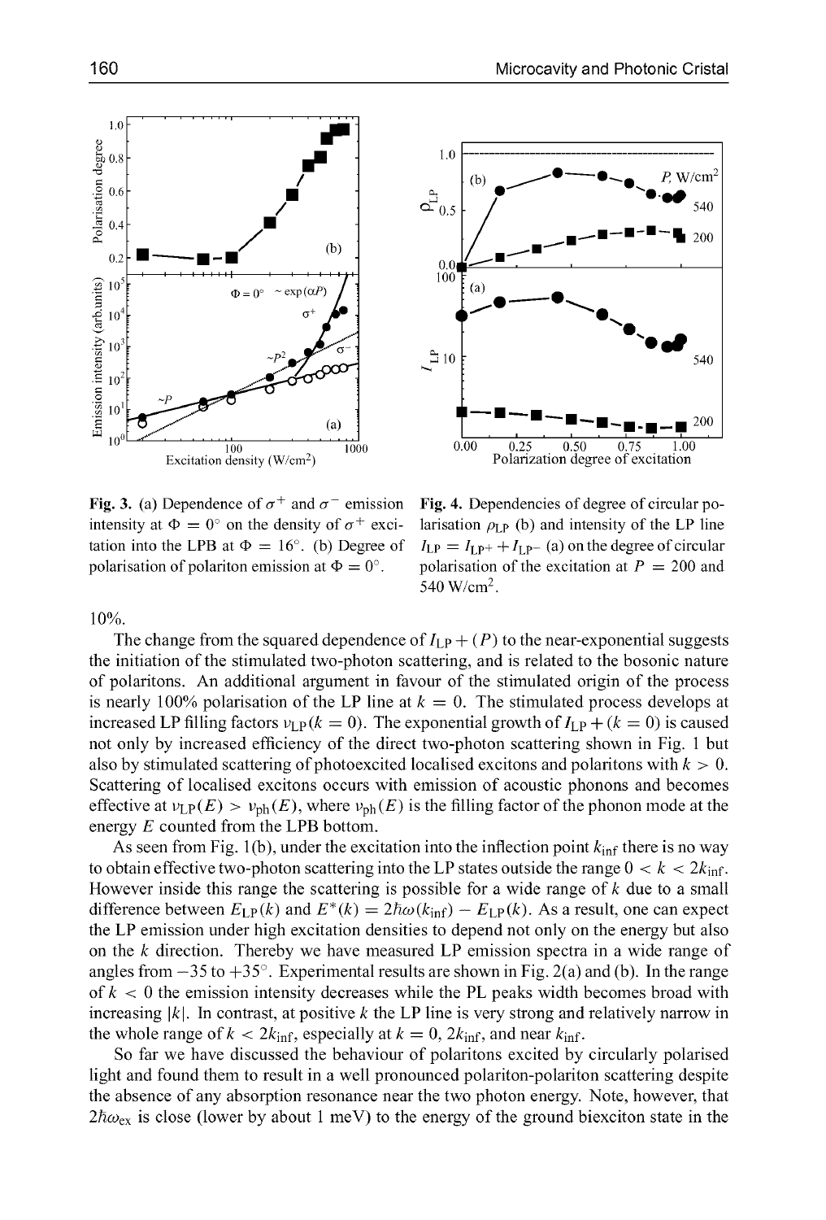**Fig. 3.** (a) Dependence of $\sigma^+$ and $\sigma^-$ emission intensity at $\Phi = 0°$ on the density of $\sigma^+$ excitation into the LPB at $\Phi = 16°$. (b) Degree of polarisation of polariton emission at $\Phi = 0°$.

**Fig. 4.** Dependencies of degree of circular polarisation $\rho_{LP}$ (b) and intensity of the LP line $I_{LP} = I_{LP+} + I_{LP-}$ (a) on the degree of circular polarisation of the excitation at $P = 200$ and $540$ W/cm$^2$.

10%.

The change from the squared dependence of $I_{LP}+(P)$ to the near-exponential suggests the initiation of the stimulated two-photon scattering, and is related to the bosonic nature of polaritons. An additional argument in favour of the stimulated origin of the process is nearly 100% polarisation of the LP line at $k = 0$. The stimulated process develops at increased LP filling factors $\nu_{LP}(k = 0)$. The exponential growth of $I_{LP}+(k = 0)$ is caused not only by increased efficiency of the direct two-photon scattering shown in Fig. 1 but also by stimulated scattering of photoexcited localised excitons and polaritons with $k > 0$. Scattering of localised excitons occurs with emission of acoustic phonons and becomes effective at $\nu_{LP}(E) > \nu_{ph}(E)$, where $\nu_{ph}(E)$ is the filling factor of the phonon mode at the energy $E$ counted from the LPB bottom.

As seen from Fig. 1(b), under the excitation into the inflection point $k_{inf}$ there is no way to obtain effective two-photon scattering into the LP states outside the range $0 < k < 2k_{inf}$. However inside this range the scattering is possible for a wide range of $k$ due to a small difference between $E_{LP}(k)$ and $E^*(k) = 2\hbar\omega(k_{inf}) - E_{LP}(k)$. As a result, one can expect the LP emission under high excitation densities to depend not only on the energy but also on the $k$ direction. Thereby we have measured LP emission spectra in a wide range of angles from $-35$ to $+35°$. Experimental results are shown in Fig. 2(a) and (b). In the range of $k < 0$ the emission intensity decreases while the PL peaks width becomes broad with increasing $|k|$. In contrast, at positive $k$ the LP line is very strong and relatively narrow in the whole range of $k < 2k_{inf}$, especially at $k = 0$, $2k_{inf}$, and near $k_{inf}$.

So far we have discussed the behaviour of polaritons excited by circularly polarised light and found them to result in a well pronounced polariton-polariton scattering despite the absence of any absorption resonance near the two photon energy. Note, however, that $2\hbar\omega_{ex}$ is close (lower by about 1 meV) to the energy of the ground biexciton state in the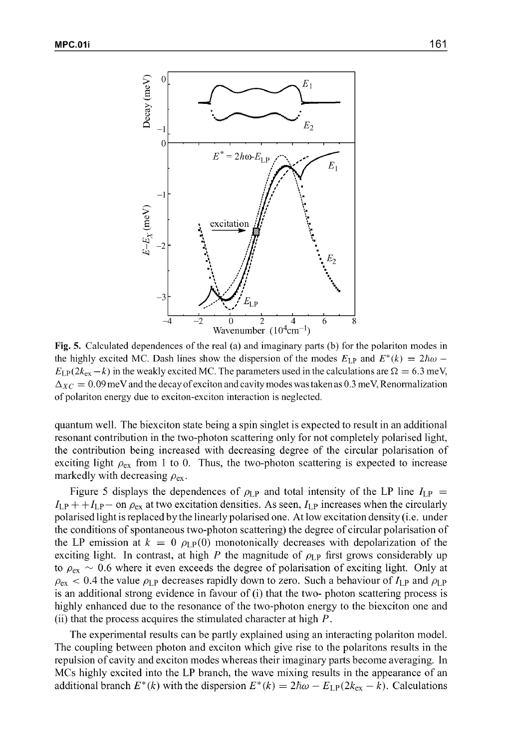**Fig. 5.** Calculated dependences of the real (a) and imaginary parts (b) for the polariton modes in the highly excited MC. Dash lines show the dispersion of the modes $E_{LP}$ and $E^*(k) = 2\hbar\omega - E_{LP}(2k_{ex} - k)$ in the weakly excited MC. The parameters used in the calculations are $\Omega = 6.3$ meV, $\Delta_{XC} = 0.09$ meV and the decay of exciton and cavity modes was taken as 0.3 meV, Renormalization of polariton energy due to exciton-exciton interaction is neglected.

quantum well. The biexciton state being a spin singlet is expected to result in an additional resonant contribution in the two-photon scattering only for not completely polarised light, the contribution being increased with decreasing degree of the circular polarisation of exciting light $\rho_{ex}$ from 1 to 0. Thus, the two-photon scattering is expected to increase markedly with decreasing $\rho_{ex}$.

Figure 5 displays the dependences of $\rho_{LP}$ and total intensity of the LP line $I_{LP} = I_{LP+} + I_{LP-}$ on $\rho_{ex}$ at two excitation densities. As seen, $I_{LP}$ increases when the circularly polarised light is replaced by the linearly polarised one. At low excitation density (i.e. under the conditions of spontaneous two-photon scattering) the degree of circular polarisation of the LP emission at $k = 0$ $\rho_{LP}(0)$ monotonically decreases with depolarization of the exciting light. In contrast, at high $P$ the magnitude of $\rho_{LP}$ first grows considerably up to $\rho_{ex} \sim 0.6$ where it even exceeds the degree of polarisation of exciting light. Only at $\rho_{ex} < 0.4$ the value $\rho_{LP}$ decreases rapidly down to zero. Such a behaviour of $I_{LP}$ and $\rho_{LP}$ is an additional strong evidence in favour of (i) that the two- photon scattering process is highly enhanced due to the resonance of the two-photon energy to the biexciton one and (ii) that the process acquires the stimulated character at high $P$.

The experimental results can be partly explained using an interacting polariton model. The coupling between photon and exciton which give rise to the polaritons results in the repulsion of cavity and exciton modes whereas their imaginary parts become averaging. In MCs highly excited into the LP branch, the wave mixing results in the appearance of an additional branch $E^*(k)$ with the dispersion $E^*(k) = 2\hbar\omega - E_{LP}(2k_{ex} - k)$. Calculations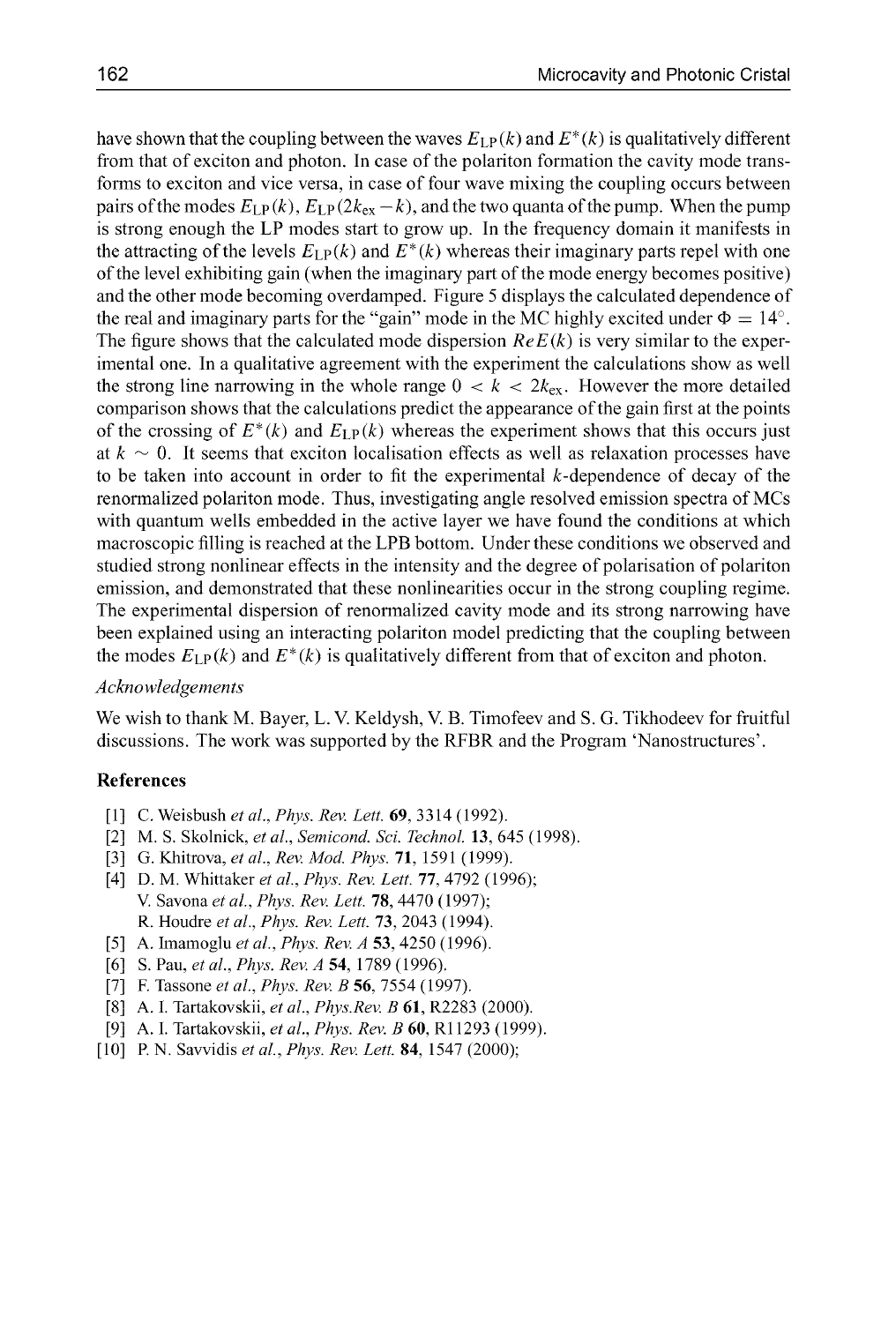have shown that the coupling between the waves $E_{\rm LP}(k)$ and $E^*(k)$ is qualitatively different from that of exciton and photon. In case of the polariton formation the cavity mode transforms to exciton and vice versa, in case of four wave mixing the coupling occurs between pairs of the modes $E_{\rm LP}(k)$, $E_{\rm LP}(2k_{\rm ex} - k)$, and the two quanta of the pump. When the pump is strong enough the LP modes start to grow up. In the frequency domain it manifests in the attracting of the levels $E_{\rm LP}(k)$ and $E^*(k)$ whereas their imaginary parts repel with one of the level exhibiting gain (when the imaginary part of the mode energy becomes positive) and the other mode becoming overdamped. Figure 5 displays the calculated dependence of the real and imaginary parts for the "gain" mode in the MC highly excited under $\Phi = 14^\circ$. The figure shows that the calculated mode dispersion $Re E(k)$ is very similar to the experimental one. In a qualitative agreement with the experiment the calculations show as well the strong line narrowing in the whole range $0 < k < 2k_{\rm ex}$. However the more detailed comparison shows that the calculations predict the appearance of the gain first at the points of the crossing of $E^*(k)$ and $E_{\rm LP}(k)$ whereas the experiment shows that this occurs just at $k \sim 0$. It seems that exciton localisation effects as well as relaxation processes have to be taken into account in order to fit the experimental $k$-dependence of decay of the renormalized polariton mode. Thus, investigating angle resolved emission spectra of MCs with quantum wells embedded in the active layer we have found the conditions at which macroscopic filling is reached at the LPB bottom. Under these conditions we observed and studied strong nonlinear effects in the intensity and the degree of polarisation of polariton emission, and demonstrated that these nonlinearities occur in the strong coupling regime. The experimental dispersion of renormalized cavity mode and its strong narrowing have been explained using an interacting polariton model predicting that the coupling between the modes $E_{\rm LP}(k)$ and $E^*(k)$ is qualitatively different from that of exciton and photon.

*Acknowledgements*

We wish to thank M. Bayer, L. V. Keldysh, V. B. Timofeev and S. G. Tikhodeev for fruitful discussions. The work was supported by the RFBR and the Program 'Nanostructures'.

### References

[1] C. Weisbush *et al., Phys. Rev. Lett.* **69**, 3314 (1992).
[2] M. S. Skolnick, *et al., Semicond. Sci. Technol.* **13**, 645 (1998).
[3] G. Khitrova, *et al., Rev. Mod. Phys.* **71**, 1591 (1999).
[4] D. M. Whittaker *et al., Phys. Rev. Lett.* **77**, 4792 (1996);
V. Savona *et al., Phys. Rev. Lett.* **78**, 4470 (1997);
R. Houdre *et al., Phys. Rev. Lett.* **73**, 2043 (1994).
[5] A. Imamoglu *et al., Phys. Rev. A* **53**, 4250 (1996).
[6] S. Pau, *et al., Phys. Rev. A* **54**, 1789 (1996).
[7] F. Tassone *et al., Phys. Rev. B* **56**, 7554 (1997).
[8] A. I. Tartakovskii, *et al., Phys.Rev. B* **61**, R2283 (2000).
[9] A. I. Tartakovskii, *et al., Phys. Rev. B* **60**, R11293 (1999).
[10] P. N. Savvidis *et al., Phys. Rev. Lett.* **84**, 1547 (2000);